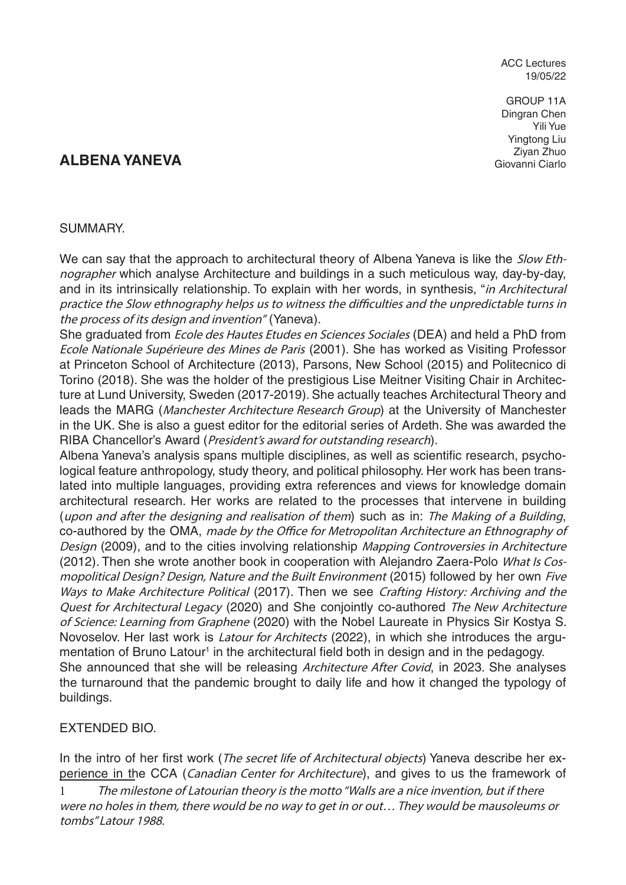ACC Lectures
19/05/22

GROUP 11A
Dingran Chen
Yili Yue
Yingtong Liu
Ziyan Zhuo
Giovanni Ciarlo

# ALBENA YANEVA

SUMMARY.

We can say that the approach to architectural theory of Albena Yaneva is like the *Slow Ethnographer* which analyse Architecture and buildings in a such meticulous way, day-by-day, and in its intrinsically relationship. To explain with her words, in synthesis, "*in Architectural practice the Slow ethnography helps us to witness the difficulties and the unpredictable turns in the process of its design and invention"* (Yaneva).

She graduated from *Ecole des Hautes Etudes en Sciences Sociales* (DEA) and held a PhD from *Ecole Nationale Supérieure des Mines de Paris* (2001). She has worked as Visiting Professor at Princeton School of Architecture (2013), Parsons, New School (2015) and Politecnico di Torino (2018). She was the holder of the prestigious Lise Meitner Visiting Chair in Architecture at Lund University, Sweden (2017-2019). She actually teaches Architectural Theory and leads the MARG (*Manchester Architecture Research Group*) at the University of Manchester in the UK. She is also a guest editor for the editorial series of Ardeth. She was awarded the RIBA Chancellor's Award (*President's award for outstanding research*).

Albena Yaneva's analysis spans multiple disciplines, as well as scientific research, psychological feature anthropology, study theory, and political philosophy. Her work has been translated into multiple languages, providing extra references and views for knowledge domain architectural research. Her works are related to the processes that intervene in building (*upon and after the designing and realisation of them*) such as in: *The Making of a Building*, co-authored by the OMA, *made by the Office for Metropolitan Architecture an Ethnography of Design* (2009), and to the cities involving relationship *Mapping Controversies in Architecture* (2012). Then she wrote another book in cooperation with Alejandro Zaera-Polo *What Is Cosmopolitical Design? Design, Nature and the Built Environment* (2015) followed by her own *Five Ways to Make Architecture Political* (2017). Then we see *Crafting History: Archiving and the Quest for Architectural Legacy* (2020) and She conjointly co-authored *The New Architecture of Science: Learning from Graphene* (2020) with the Nobel Laureate in Physics Sir Kostya S. Novoselov. Her last work is *Latour for Architects* (2022), in which she introduces the argumentation of Bruno Latour[1] in the architectural field both in design and in the pedagogy.

She announced that she will be releasing *Architecture After Covid*, in 2023. She analyses the turnaround that the pandemic brought to daily life and how it changed the typology of buildings.

EXTENDED BIO.

In the intro of her first work (*The secret life of Architectural objects*) Yaneva describe her experience in the CCA (*Canadian Center for Architecture*), and gives to us the framework of

[1] *The milestone of Latourian theory is the motto "Walls are a nice invention, but if there were no holes in them, there would be no way to get in or out… They would be mausoleums or tombs" Latour 1988.*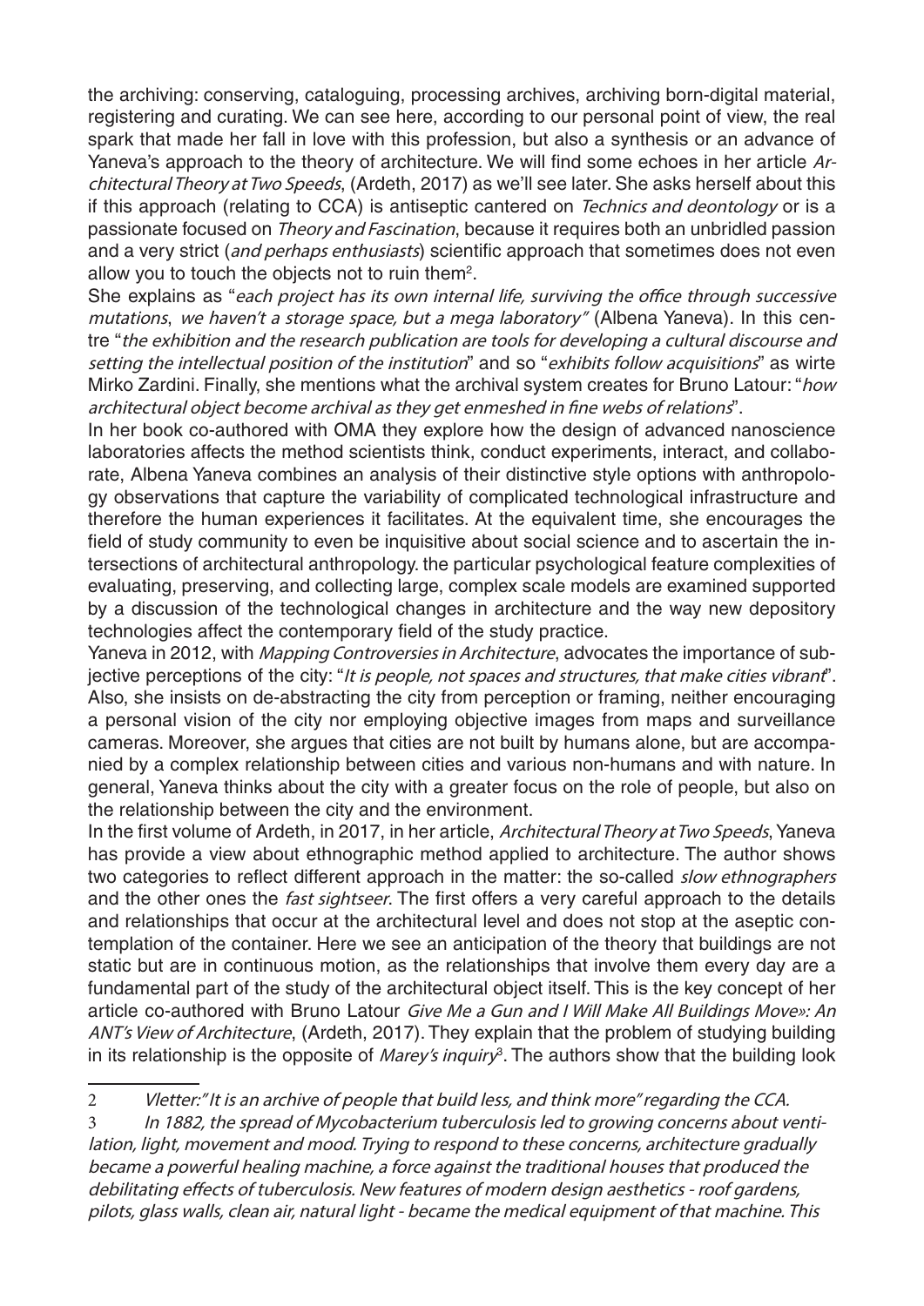the archiving: conserving, cataloguing, processing archives, archiving born-digital material, registering and curating. We can see here, according to our personal point of view, the real spark that made her fall in love with this profession, but also a synthesis or an advance of Yaneva's approach to the theory of architecture. We will find some echoes in her article *Architectural Theory at Two Speeds*, (Ardeth, 2017) as we'll see later. She asks herself about this if this approach (relating to CCA) is antiseptic cantered on *Technics and deontology* or is a passionate focused on *Theory and Fascination*, because it requires both an unbridled passion and a very strict (*and perhaps enthusiasts*) scientific approach that sometimes does not even allow you to touch the objects not to ruin them[2].

She explains as "*each project has its own internal life, surviving the office through successive mutations*, *we haven't a storage space, but a mega laboratory"* (Albena Yaneva). In this centre "*the exhibition and the research publication are tools for developing a cultural discourse and setting the intellectual position of the institution*" and so "*exhibits follow acquisitions*" as wirte Mirko Zardini. Finally, she mentions what the archival system creates for Bruno Latour: "*how architectural object become archival as they get enmeshed in fine webs of relations*".

In her book co-authored with OMA they explore how the design of advanced nanoscience laboratories affects the method scientists think, conduct experiments, interact, and collaborate, Albena Yaneva combines an analysis of their distinctive style options with anthropology observations that capture the variability of complicated technological infrastructure and therefore the human experiences it facilitates. At the equivalent time, she encourages the field of study community to even be inquisitive about social science and to ascertain the intersections of architectural anthropology. the particular psychological feature complexities of evaluating, preserving, and collecting large, complex scale models are examined supported by a discussion of the technological changes in architecture and the way new depository technologies affect the contemporary field of the study practice.

Yaneva in 2012, with *Mapping Controversies in Architecture*, advocates the importance of subjective perceptions of the city: "*It is people, not spaces and structures, that make cities vibrant*". Also, she insists on de-abstracting the city from perception or framing, neither encouraging a personal vision of the city nor employing objective images from maps and surveillance cameras. Moreover, she argues that cities are not built by humans alone, but are accompanied by a complex relationship between cities and various non-humans and with nature. In general, Yaneva thinks about the city with a greater focus on the role of people, but also on the relationship between the city and the environment.

In the first volume of Ardeth, in 2017, in her article, *Architectural Theory at Two Speeds*, Yaneva has provide a view about ethnographic method applied to architecture. The author shows two categories to reflect different approach in the matter: the so-called *slow ethnographers* and the other ones the *fast sightseer*. The first offers a very careful approach to the details and relationships that occur at the architectural level and does not stop at the aseptic contemplation of the container. Here we see an anticipation of the theory that buildings are not static but are in continuous motion, as the relationships that involve them every day are a fundamental part of the study of the architectural object itself. This is the key concept of her article co-authored with Bruno Latour *Give Me a Gun and I Will Make All Buildings Move»: An ANT's View of Architecture*, (Ardeth, 2017). They explain that the problem of studying building in its relationship is the opposite of *Marey's inquiry*[3]. The authors show that the building look

---

2 *Vletter:" It is an archive of people that build less, and think more" regarding the CCA.*

3 *In 1882, the spread of Mycobacterium tuberculosis led to growing concerns about ventilation, light, movement and mood. Trying to respond to these concerns, architecture gradually became a powerful healing machine, a force against the traditional houses that produced the debilitating effects of tuberculosis. New features of modern design aesthetics - roof gardens, pilots, glass walls, clean air, natural light - became the medical equipment of that machine. This*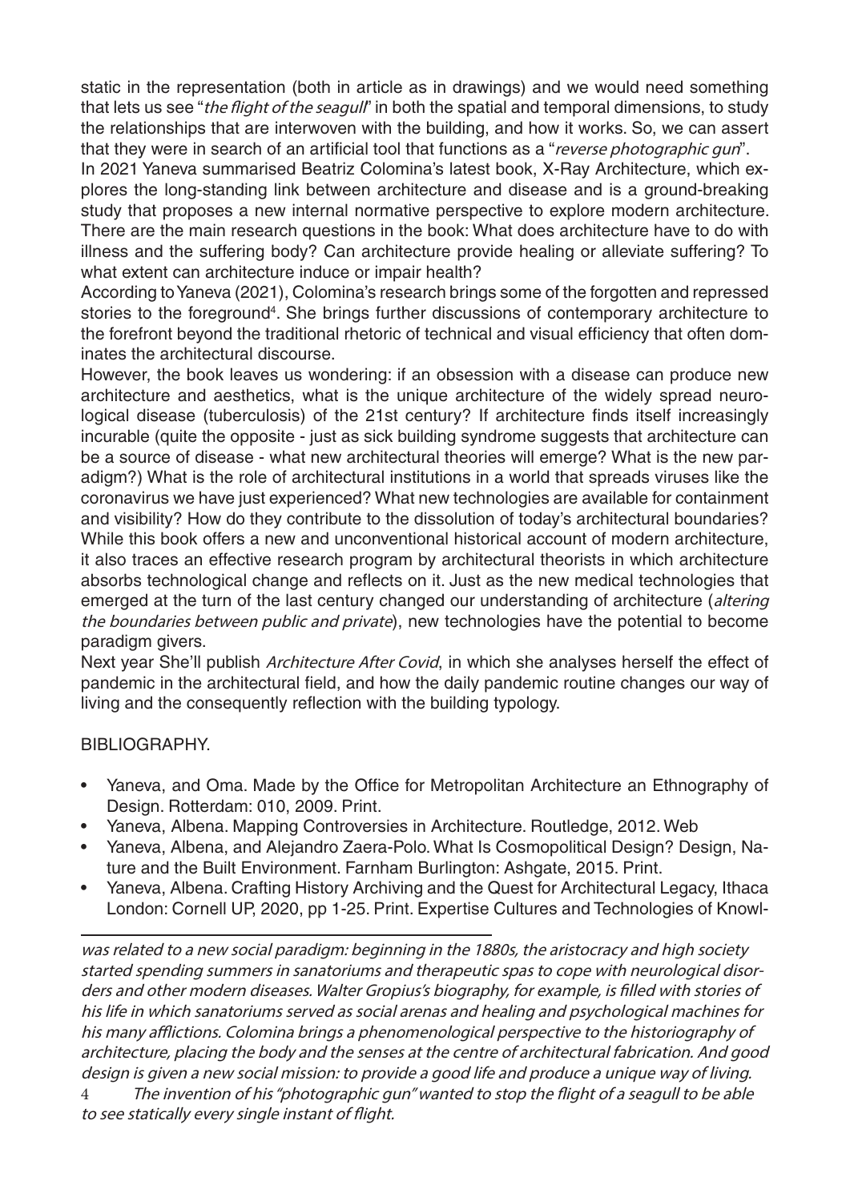static in the representation (both in article as in drawings) and we would need something that lets us see "*the flight of the seagull*" in both the spatial and temporal dimensions, to study the relationships that are interwoven with the building, and how it works. So, we can assert that they were in search of an artificial tool that functions as a "*reverse photographic gun*".

In 2021 Yaneva summarised Beatriz Colomina's latest book, X-Ray Architecture, which explores the long-standing link between architecture and disease and is a ground-breaking study that proposes a new internal normative perspective to explore modern architecture. There are the main research questions in the book: What does architecture have to do with illness and the suffering body? Can architecture provide healing or alleviate suffering? To what extent can architecture induce or impair health?

According to Yaneva (2021), Colomina's research brings some of the forgotten and repressed stories to the foreground[4]. She brings further discussions of contemporary architecture to the forefront beyond the traditional rhetoric of technical and visual efficiency that often dominates the architectural discourse.

However, the book leaves us wondering: if an obsession with a disease can produce new architecture and aesthetics, what is the unique architecture of the widely spread neurological disease (tuberculosis) of the 21st century? If architecture finds itself increasingly incurable (quite the opposite - just as sick building syndrome suggests that architecture can be a source of disease - what new architectural theories will emerge? What is the new paradigm?) What is the role of architectural institutions in a world that spreads viruses like the coronavirus we have just experienced? What new technologies are available for containment and visibility? How do they contribute to the dissolution of today's architectural boundaries? While this book offers a new and unconventional historical account of modern architecture, it also traces an effective research program by architectural theorists in which architecture absorbs technological change and reflects on it. Just as the new medical technologies that emerged at the turn of the last century changed our understanding of architecture (*altering the boundaries between public and private*), new technologies have the potential to become paradigm givers.

Next year She'll publish *Architecture After Covid*, in which she analyses herself the effect of pandemic in the architectural field, and how the daily pandemic routine changes our way of living and the consequently reflection with the building typology.

BIBLIOGRAPHY.

- Yaneva, and Oma. Made by the Office for Metropolitan Architecture an Ethnography of Design. Rotterdam: 010, 2009. Print.
- Yaneva, Albena. Mapping Controversies in Architecture. Routledge, 2012. Web
- Yaneva, Albena, and Alejandro Zaera-Polo. What Is Cosmopolitical Design? Design, Nature and the Built Environment. Farnham Burlington: Ashgate, 2015. Print.
- Yaneva, Albena. Crafting History Archiving and the Quest for Architectural Legacy, Ithaca London: Cornell UP, 2020, pp 1-25. Print. Expertise Cultures and Technologies of Knowl-

---

*was related to a new social paradigm: beginning in the 1880s, the aristocracy and high society started spending summers in sanatoriums and therapeutic spas to cope with neurological disorders and other modern diseases. Walter Gropius's biography, for example, is filled with stories of his life in which sanatoriums served as social arenas and healing and psychological machines for his many afflictions. Colomina brings a phenomenological perspective to the historiography of architecture, placing the body and the senses at the centre of architectural fabrication. And good design is given a new social mission: to provide a good life and produce a unique way of living.*

[4] *The invention of his "photographic gun" wanted to stop the flight of a seagull to be able to see statically every single instant of flight.*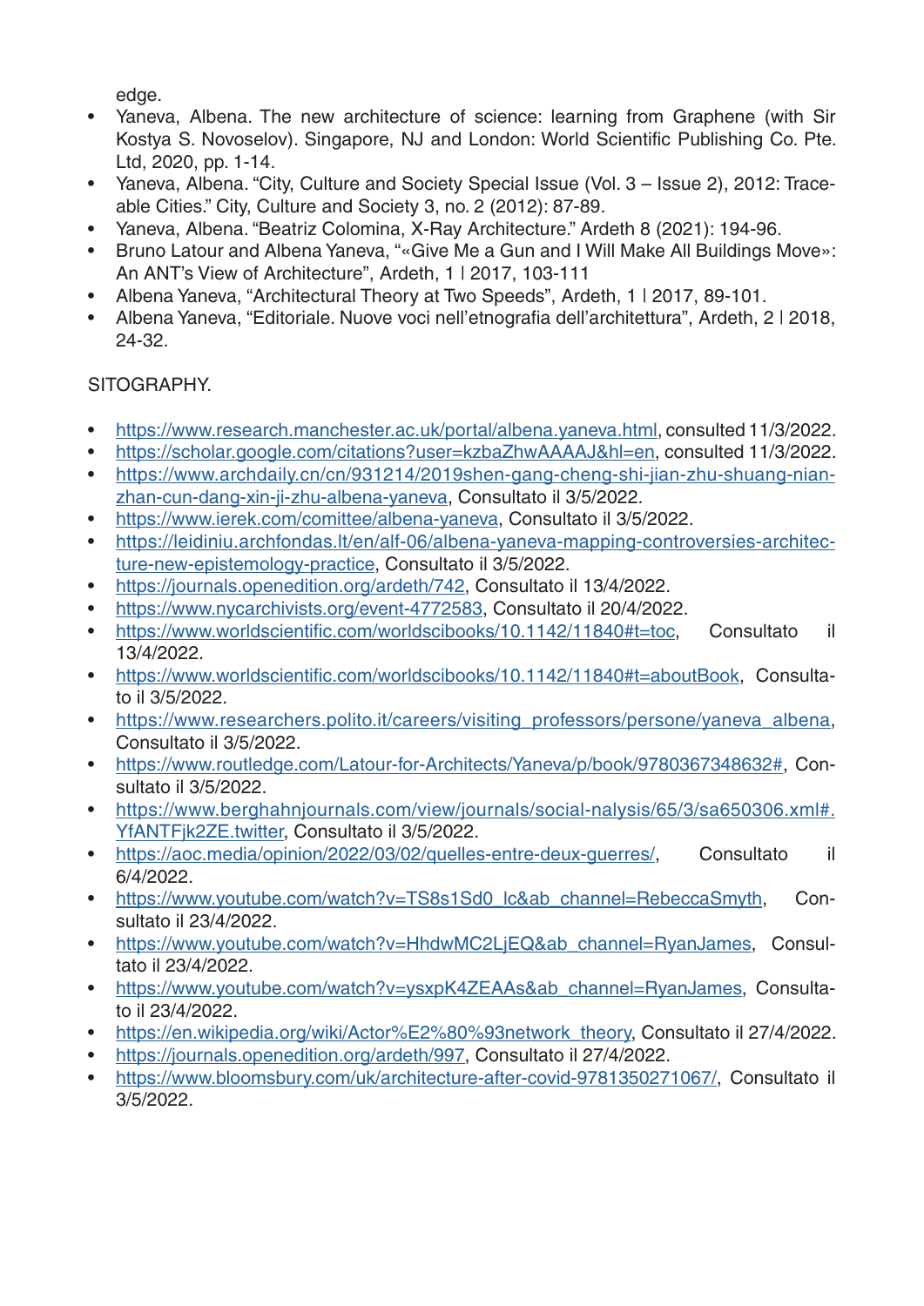edge.

- Yaneva, Albena. The new architecture of science: learning from Graphene (with Sir Kostya S. Novoselov). Singapore, NJ and London: World Scientific Publishing Co. Pte. Ltd, 2020, pp. 1-14.
- Yaneva, Albena. "City, Culture and Society Special Issue (Vol. 3 – Issue 2), 2012: Traceable Cities." City, Culture and Society 3, no. 2 (2012): 87-89.
- Yaneva, Albena. "Beatriz Colomina, X-Ray Architecture." Ardeth 8 (2021): 194-96.
- Bruno Latour and Albena Yaneva, "«Give Me a Gun and I Will Make All Buildings Move»: An ANT's View of Architecture", Ardeth, 1 | 2017, 103-111
- Albena Yaneva, "Architectural Theory at Two Speeds", Ardeth, 1 | 2017, 89-101.
- Albena Yaneva, "Editoriale. Nuove voci nell'etnografia dell'architettura", Ardeth, 2 | 2018, 24-32.

SITOGRAPHY.

- https://www.research.manchester.ac.uk/portal/albena.yaneva.html, consulted 11/3/2022.
- https://scholar.google.com/citations?user=kzbaZhwAAAAJ&hl=en, consulted 11/3/2022.
- https://www.archdaily.cn/cn/931214/2019shen-gang-cheng-shi-jian-zhu-shuang-nian-zhan-cun-dang-xin-ji-zhu-albena-yaneva, Consultato il 3/5/2022.
- https://www.ierek.com/comittee/albena-yaneva, Consultato il 3/5/2022.
- https://leidiniu.archfondas.lt/en/alf-06/albena-yaneva-mapping-controversies-architecture-new-epistemology-practice, Consultato il 3/5/2022.
- https://journals.openedition.org/ardeth/742, Consultato il 13/4/2022.
- https://www.nycarchivists.org/event-4772583, Consultato il 20/4/2022.
- https://www.worldscientific.com/worldscibooks/10.1142/11840#t=toc, Consultato il 13/4/2022.
- https://www.worldscientific.com/worldscibooks/10.1142/11840#t=aboutBook, Consultato il 3/5/2022.
- https://www.researchers.polito.it/careers/visiting_professors/persone/yaneva_albena, Consultato il 3/5/2022.
- https://www.routledge.com/Latour-for-Architects/Yaneva/p/book/9780367348632#, Consultato il 3/5/2022.
- https://www.berghahnjournals.com/view/journals/social-nalysis/65/3/sa650306.xml#.YfANTFjk2ZE.twitter, Consultato il 3/5/2022.
- https://aoc.media/opinion/2022/03/02/quelles-entre-deux-guerres/, Consultato il 6/4/2022.
- https://www.youtube.com/watch?v=TS8s1Sd0_lc&ab_channel=RebeccaSmyth, Consultato il 23/4/2022.
- https://www.youtube.com/watch?v=HhdwMC2LjEQ&ab_channel=RyanJames, Consultato il 23/4/2022.
- https://www.youtube.com/watch?v=ysxpK4ZEAAs&ab_channel=RyanJames, Consultato il 23/4/2022.
- https://en.wikipedia.org/wiki/Actor%E2%80%93network_theory, Consultato il 27/4/2022.
- https://journals.openedition.org/ardeth/997, Consultato il 27/4/2022.
- https://www.bloomsbury.com/uk/architecture-after-covid-9781350271067/, Consultato il 3/5/2022.